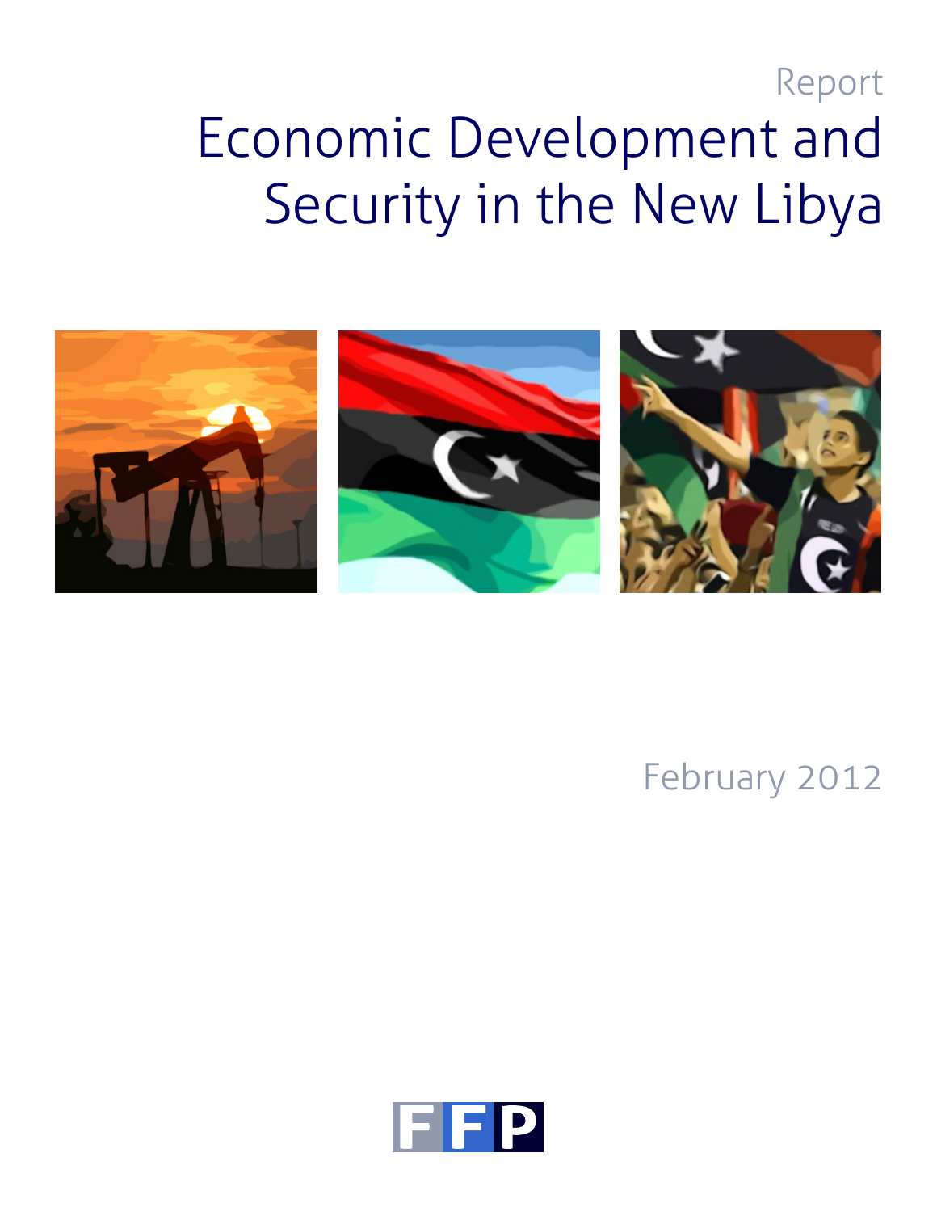Report

# Economic Development and Security in the New Libya

February 2012

FFP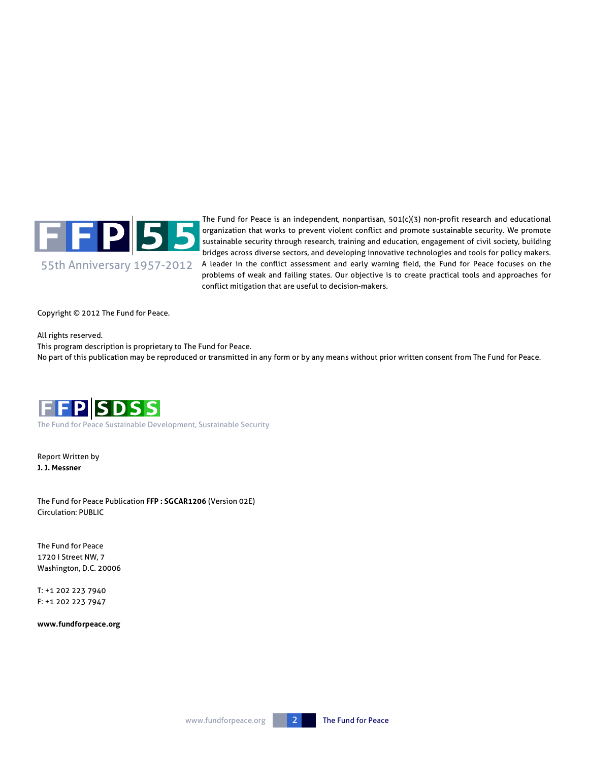FFP 55

55th Anniversary 1957-2012

The Fund for Peace is an independent, nonpartisan, 501(c)(3) non-profit research and educational organization that works to prevent violent conflict and promote sustainable security. We promote sustainable security through research, training and education, engagement of civil society, building bridges across diverse sectors, and developing innovative technologies and tools for policy makers. A leader in the conflict assessment and early warning field, the Fund for Peace focuses on the problems of weak and failing states. Our objective is to create practical tools and approaches for conflict mitigation that are useful to decision-makers.

Copyright © 2012 The Fund for Peace.

All rights reserved.
This program description is proprietary to The Fund for Peace.
No part of this publication may be reproduced or transmitted in any form or by any means without prior written consent from The Fund for Peace.

FFP SDSS

The Fund for Peace Sustainable Development, Sustainable Security

Report Written by
**J. J. Messner**

The Fund for Peace Publication **FFP : SGCAR1206** (Version 02E)
Circulation: PUBLIC

The Fund for Peace
1720 I Street NW, 7
Washington, D.C. 20006

T: +1 202 223 7940
F: +1 202 223 7947

**www.fundforpeace.org**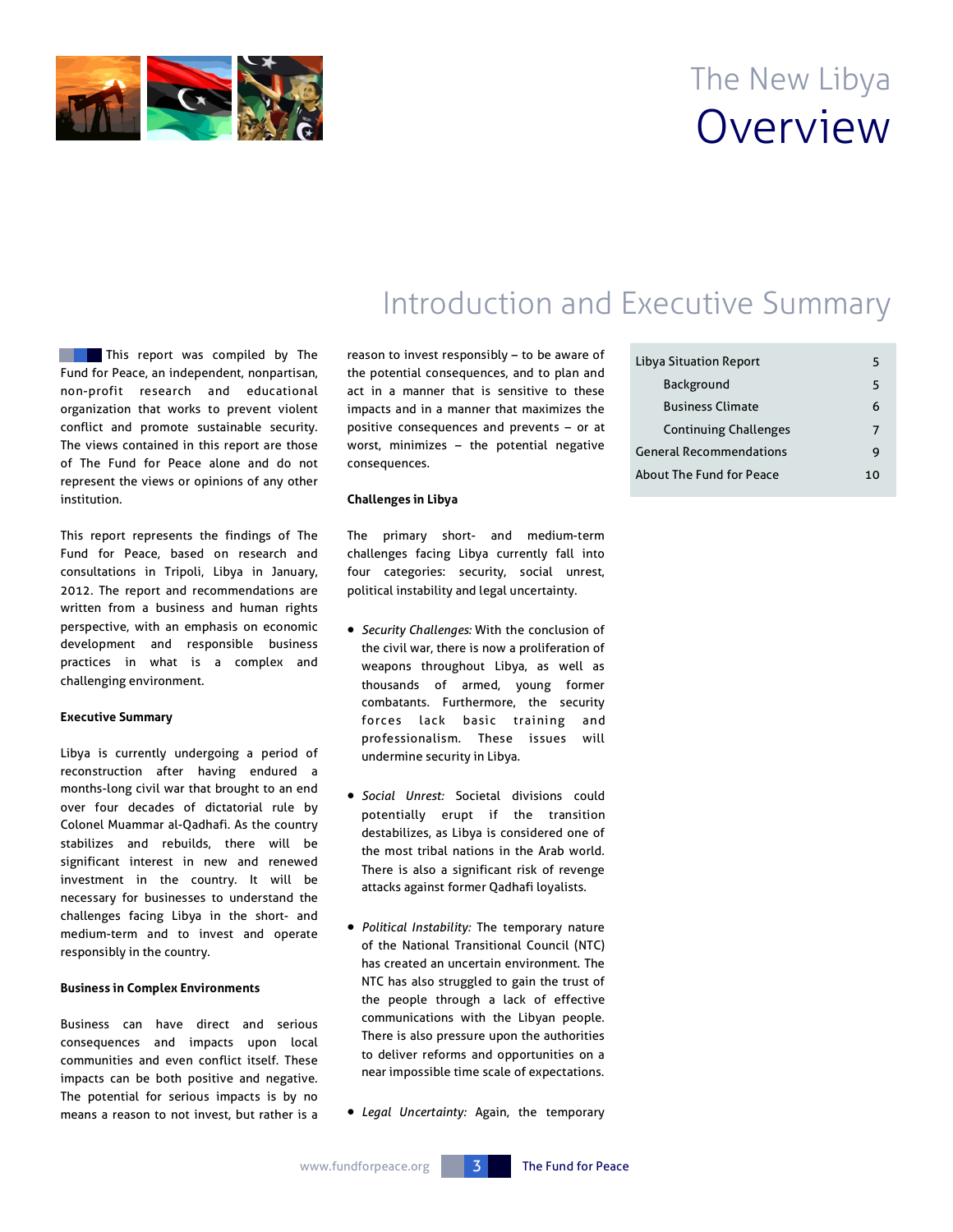# The New Libya Overview

## Introduction and Executive Summary

| Libya Situation Report | 5 |
|---|---|
| Background | 5 |
| Business Climate | 6 |
| Continuing Challenges | 7 |
| General Recommendations | 9 |
| About The Fund for Peace | 10 |

This report was compiled by The Fund for Peace, an independent, nonpartisan, non-profit research and educational organization that works to prevent violent conflict and promote sustainable security. The views contained in this report are those of The Fund for Peace alone and do not represent the views or opinions of any other institution.

This report represents the findings of The Fund for Peace, based on research and consultations in Tripoli, Libya in January, 2012. The report and recommendations are written from a business and human rights perspective, with an emphasis on economic development and responsible business practices in what is a complex and challenging environment.

**Executive Summary**

Libya is currently undergoing a period of reconstruction after having endured a months-long civil war that brought to an end over four decades of dictatorial rule by Colonel Muammar al-Qadhafi. As the country stabilizes and rebuilds, there will be significant interest in new and renewed investment in the country. It will be necessary for businesses to understand the challenges facing Libya in the short- and medium-term and to invest and operate responsibly in the country.

**Business in Complex Environments**

Business can have direct and serious consequences and impacts upon local communities and even conflict itself. These impacts can be both positive and negative. The potential for serious impacts is by no means a reason to not invest, but rather is a reason to invest responsibly – to be aware of the potential consequences, and to plan and act in a manner that is sensitive to these impacts and in a manner that maximizes the positive consequences and prevents – or at worst, minimizes – the potential negative consequences.

**Challenges in Libya**

The primary short- and medium-term challenges facing Libya currently fall into four categories: security, social unrest, political instability and legal uncertainty.

- *Security Challenges:* With the conclusion of the civil war, there is now a proliferation of weapons throughout Libya, as well as thousands of armed, young former combatants. Furthermore, the security forces lack basic training and professionalism. These issues will undermine security in Libya.

- *Social Unrest:* Societal divisions could potentially erupt if the transition destabilizes, as Libya is considered one of the most tribal nations in the Arab world. There is also a significant risk of revenge attacks against former Qadhafi loyalists.

- *Political Instability:* The temporary nature of the National Transitional Council (NTC) has created an uncertain environment. The NTC has also struggled to gain the trust of the people through a lack of effective communications with the Libyan people. There is also pressure upon the authorities to deliver reforms and opportunities on a near impossible time scale of expectations.

- *Legal Uncertainty:* Again, the temporary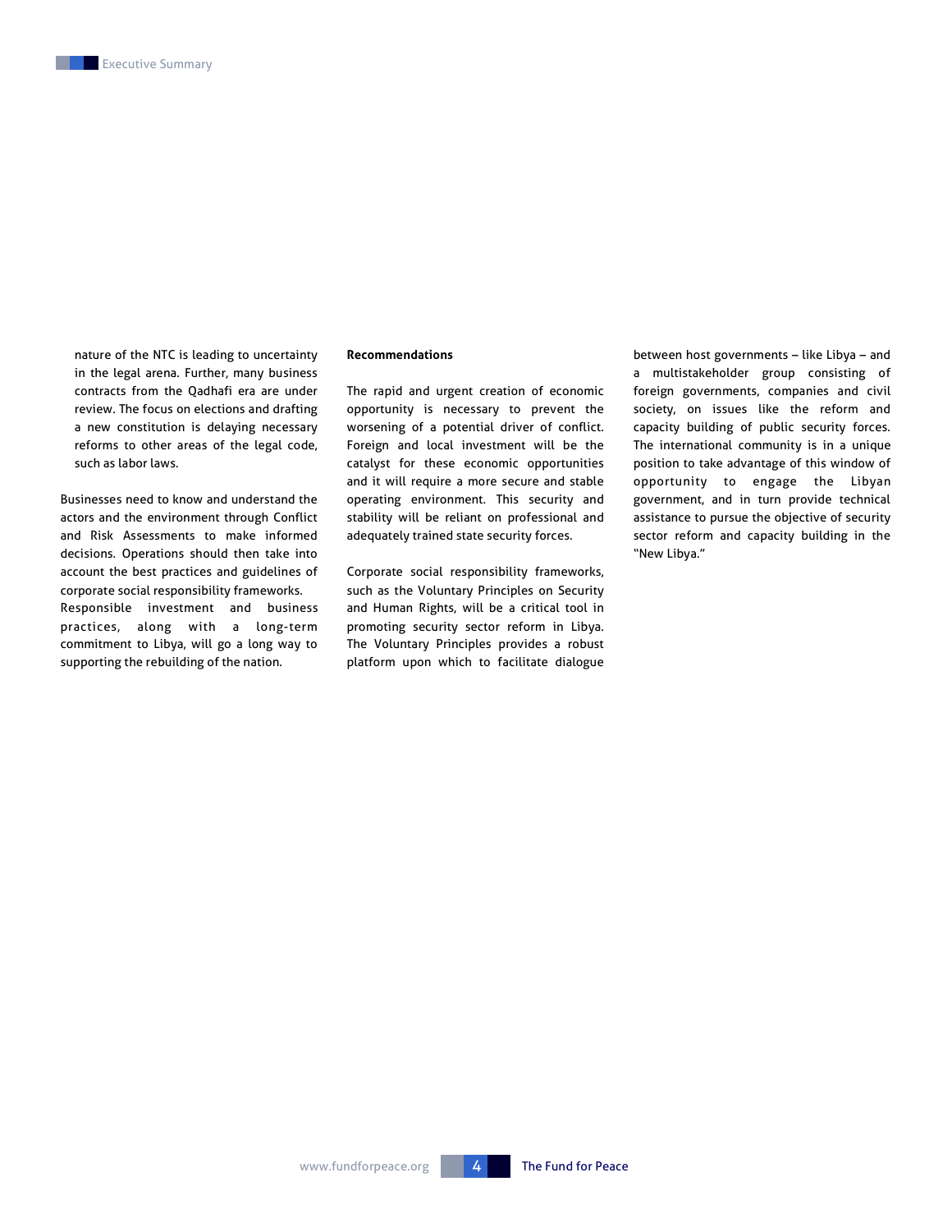nature of the NTC is leading to uncertainty in the legal arena. Further, many business contracts from the Qadhafi era are under review. The focus on elections and drafting a new constitution is delaying necessary reforms to other areas of the legal code, such as labor laws.

Businesses need to know and understand the actors and the environment through Conflict and Risk Assessments to make informed decisions. Operations should then take into account the best practices and guidelines of corporate social responsibility frameworks. Responsible investment and business practices, along with a long-term commitment to Libya, will go a long way to supporting the rebuilding of the nation.

**Recommendations**

The rapid and urgent creation of economic opportunity is necessary to prevent the worsening of a potential driver of conflict. Foreign and local investment will be the catalyst for these economic opportunities and it will require a more secure and stable operating environment. This security and stability will be reliant on professional and adequately trained state security forces.

Corporate social responsibility frameworks, such as the Voluntary Principles on Security and Human Rights, will be a critical tool in promoting security sector reform in Libya. The Voluntary Principles provides a robust platform upon which to facilitate dialogue between host governments – like Libya – and a multistakeholder group consisting of foreign governments, companies and civil society, on issues like the reform and capacity building of public security forces. The international community is in a unique position to take advantage of this window of opportunity to engage the Libyan government, and in turn provide technical assistance to pursue the objective of security sector reform and capacity building in the "New Libya."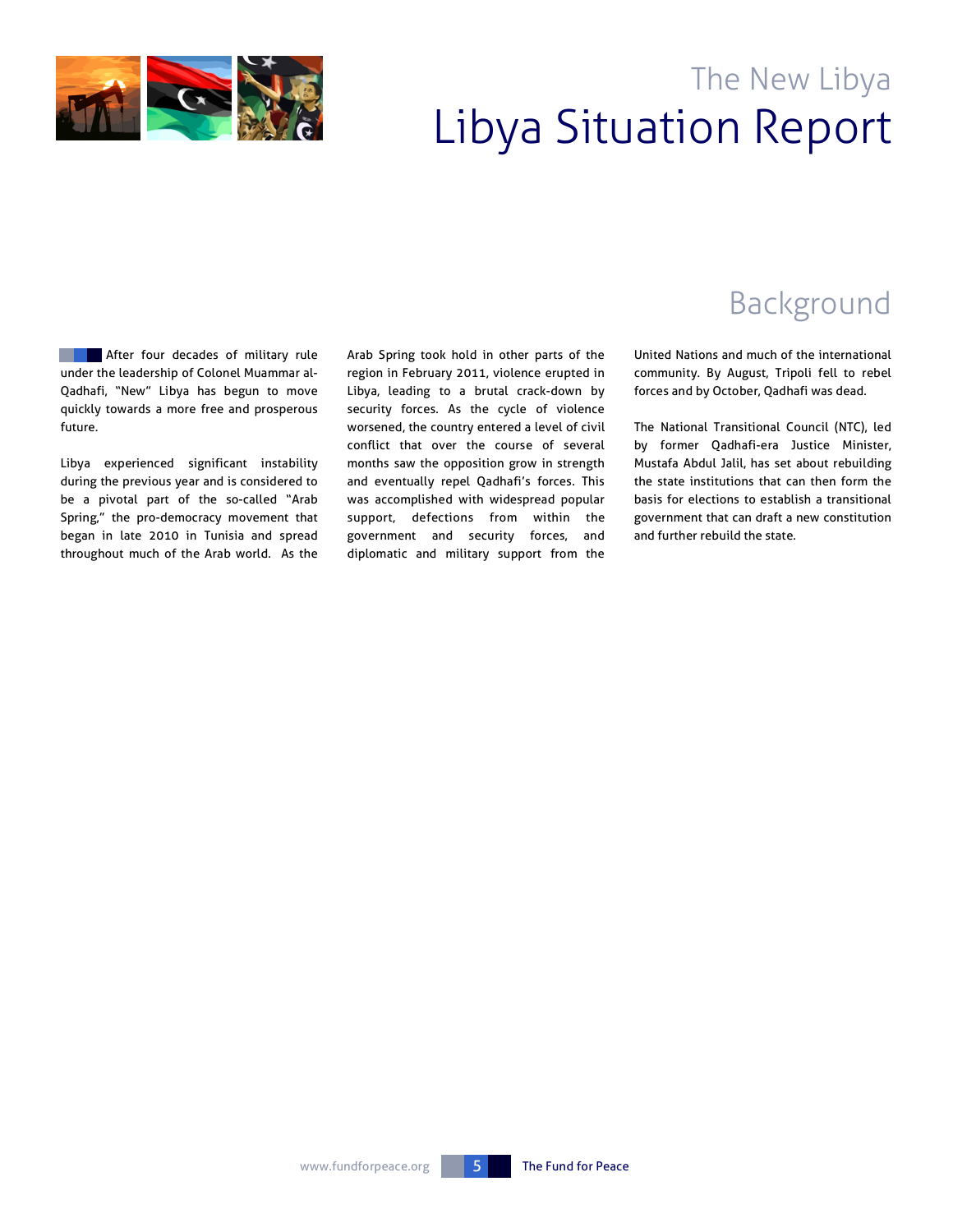## Background

After four decades of military rule under the leadership of Colonel Muammar al-Qadhafi, "New" Libya has begun to move quickly towards a more free and prosperous future.

Libya experienced significant instability during the previous year and is considered to be a pivotal part of the so-called "Arab Spring," the pro-democracy movement that began in late 2010 in Tunisia and spread throughout much of the Arab world. As the Arab Spring took hold in other parts of the region in February 2011, violence erupted in Libya, leading to a brutal crack-down by security forces. As the cycle of violence worsened, the country entered a level of civil conflict that over the course of several months saw the opposition grow in strength and eventually repel Qadhafi's forces. This was accomplished with widespread popular support, defections from within the government and security forces, and diplomatic and military support from the United Nations and much of the international community. By August, Tripoli fell to rebel forces and by October, Qadhafi was dead.

The National Transitional Council (NTC), led by former Qadhafi-era Justice Minister, Mustafa Abdul Jalil, has set about rebuilding the state institutions that can then form the basis for elections to establish a transitional government that can draft a new constitution and further rebuild the state.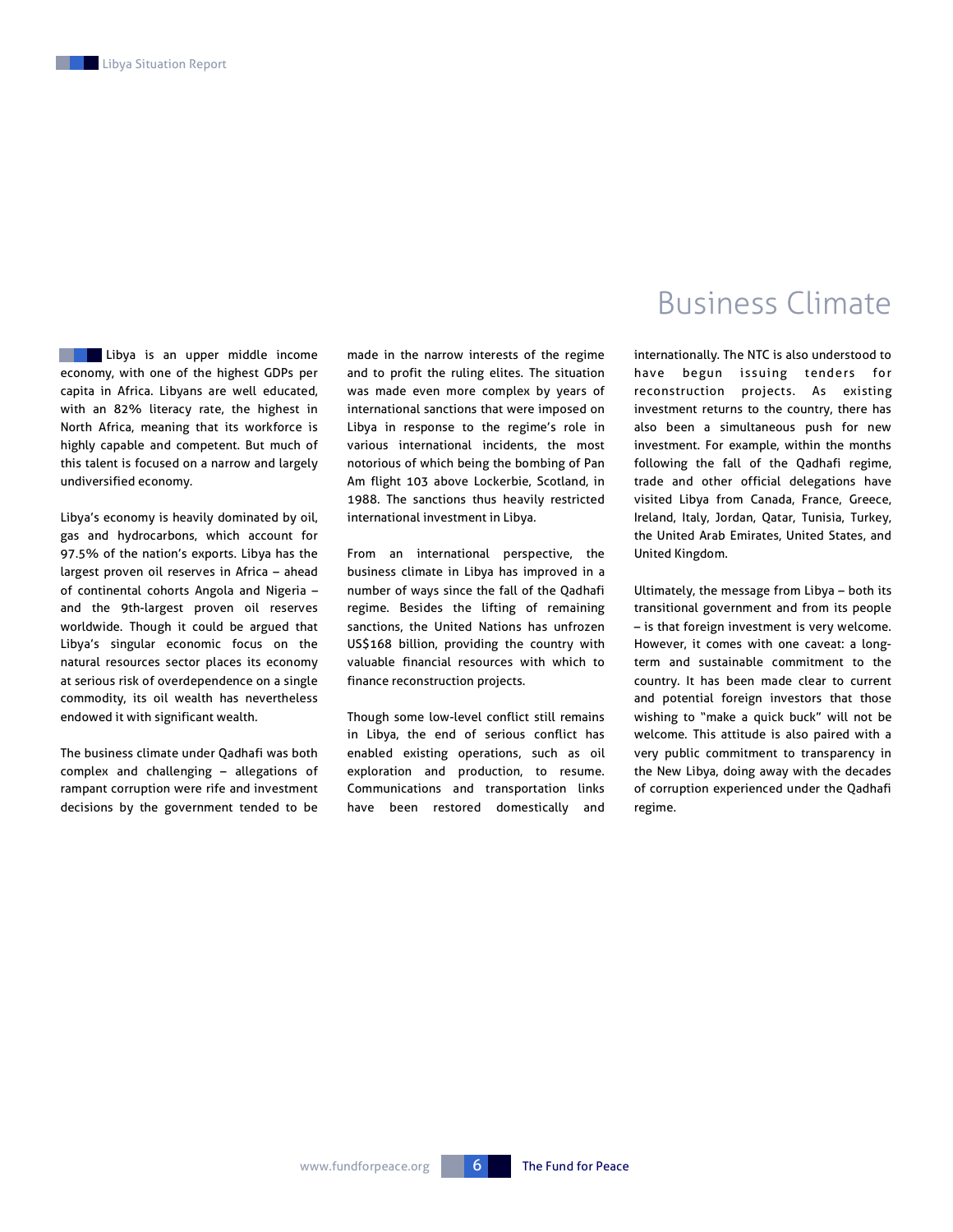# Business Climate

Libya is an upper middle income economy, with one of the highest GDPs per capita in Africa. Libyans are well educated, with an 82% literacy rate, the highest in North Africa, meaning that its workforce is highly capable and competent. But much of this talent is focused on a narrow and largely undiversified economy.

Libya's economy is heavily dominated by oil, gas and hydrocarbons, which account for 97.5% of the nation's exports. Libya has the largest proven oil reserves in Africa – ahead of continental cohorts Angola and Nigeria – and the 9th-largest proven oil reserves worldwide. Though it could be argued that Libya's singular economic focus on the natural resources sector places its economy at serious risk of overdependence on a single commodity, its oil wealth has nevertheless endowed it with significant wealth.

The business climate under Qadhafi was both complex and challenging – allegations of rampant corruption were rife and investment decisions by the government tended to be made in the narrow interests of the regime and to profit the ruling elites. The situation was made even more complex by years of international sanctions that were imposed on Libya in response to the regime's role in various international incidents, the most notorious of which being the bombing of Pan Am flight 103 above Lockerbie, Scotland, in 1988. The sanctions thus heavily restricted international investment in Libya.

From an international perspective, the business climate in Libya has improved in a number of ways since the fall of the Qadhafi regime. Besides the lifting of remaining sanctions, the United Nations has unfrozen US$168 billion, providing the country with valuable financial resources with which to finance reconstruction projects.

Though some low-level conflict still remains in Libya, the end of serious conflict has enabled existing operations, such as oil exploration and production, to resume. Communications and transportation links have been restored domestically and internationally. The NTC is also understood to have begun issuing tenders for reconstruction projects. As existing investment returns to the country, there has also been a simultaneous push for new investment. For example, within the months following the fall of the Qadhafi regime, trade and other official delegations have visited Libya from Canada, France, Greece, Ireland, Italy, Jordan, Qatar, Tunisia, Turkey, the United Arab Emirates, United States, and United Kingdom.

Ultimately, the message from Libya – both its transitional government and from its people – is that foreign investment is very welcome. However, it comes with one caveat: a long-term and sustainable commitment to the country. It has been made clear to current and potential foreign investors that those wishing to "make a quick buck" will not be welcome. This attitude is also paired with a very public commitment to transparency in the New Libya, doing away with the decades of corruption experienced under the Qadhafi regime.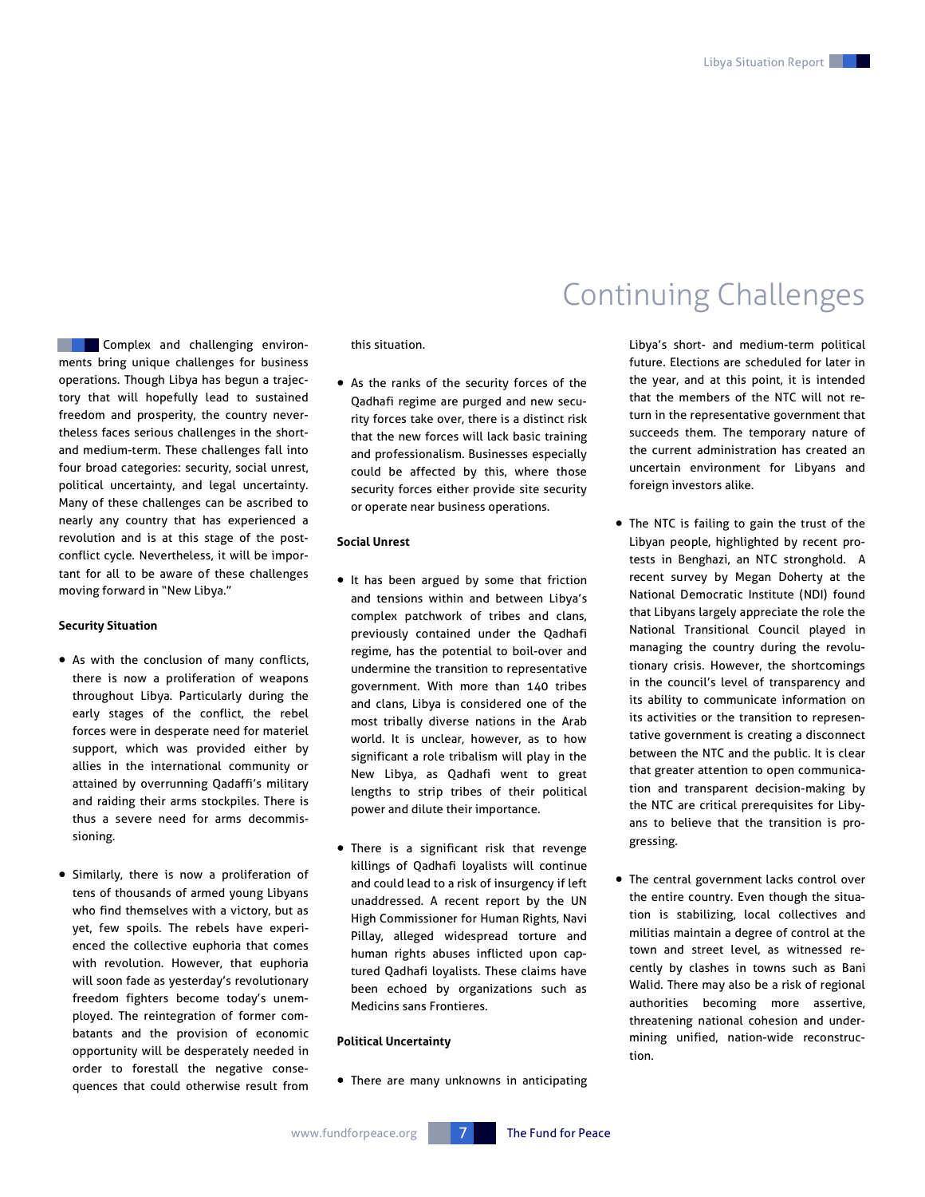# Continuing Challenges

Complex and challenging environments bring unique challenges for business operations. Though Libya has begun a trajectory that will hopefully lead to sustained freedom and prosperity, the country nevertheless faces serious challenges in the short- and medium-term. These challenges fall into four broad categories: security, social unrest, political uncertainty, and legal uncertainty. Many of these challenges can be ascribed to nearly any country that has experienced a revolution and is at this stage of the post-conflict cycle. Nevertheless, it will be important for all to be aware of these challenges moving forward in "New Libya."

**Security Situation**

- As with the conclusion of many conflicts, there is now a proliferation of weapons throughout Libya. Particularly during the early stages of the conflict, the rebel forces were in desperate need for materiel support, which was provided either by allies in the international community or attained by overrunning Qadaffi's military and raiding their arms stockpiles. There is thus a severe need for arms decommissioning.

- Similarly, there is now a proliferation of tens of thousands of armed young Libyans who find themselves with a victory, but as yet, few spoils. The rebels have experienced the collective euphoria that comes with revolution. However, that euphoria will soon fade as yesterday's revolutionary freedom fighters become today's unemployed. The reintegration of former combatants and the provision of economic opportunity will be desperately needed in order to forestall the negative consequences that could otherwise result from this situation.

- As the ranks of the security forces of the Qadhafi regime are purged and new security forces take over, there is a distinct risk that the new forces will lack basic training and professionalism. Businesses especially could be affected by this, where those security forces either provide site security or operate near business operations.

**Social Unrest**

- It has been argued by some that friction and tensions within and between Libya's complex patchwork of tribes and clans, previously contained under the Qadhafi regime, has the potential to boil-over and undermine the transition to representative government. With more than 140 tribes and clans, Libya is considered one of the most tribally diverse nations in the Arab world. It is unclear, however, as to how significant a role tribalism will play in the New Libya, as Qadhafi went to great lengths to strip tribes of their political power and dilute their importance.

- There is a significant risk that revenge killings of Qadhafi loyalists will continue and could lead to a risk of insurgency if left unaddressed. A recent report by the UN High Commissioner for Human Rights, Navi Pillay, alleged widespread torture and human rights abuses inflicted upon captured Qadhafi loyalists. These claims have been echoed by organizations such as Medicins sans Frontieres.

**Political Uncertainty**

- There are many unknowns in anticipating Libya's short- and medium-term political future. Elections are scheduled for later in the year, and at this point, it is intended that the members of the NTC will not return in the representative government that succeeds them. The temporary nature of the current administration has created an uncertain environment for Libyans and foreign investors alike.

- The NTC is failing to gain the trust of the Libyan people, highlighted by recent protests in Benghazi, an NTC stronghold. A recent survey by Megan Doherty at the National Democratic Institute (NDI) found that Libyans largely appreciate the role the National Transitional Council played in managing the country during the revolutionary crisis. However, the shortcomings in the council's level of transparency and its ability to communicate information on its activities or the transition to representative government is creating a disconnect between the NTC and the public. It is clear that greater attention to open communication and transparent decision-making by the NTC are critical prerequisites for Libyans to believe that the transition is progressing.

- The central government lacks control over the entire country. Even though the situation is stabilizing, local collectives and militias maintain a degree of control at the town and street level, as witnessed recently by clashes in towns such as Bani Walid. There may also be a risk of regional authorities becoming more assertive, threatening national cohesion and undermining unified, nation-wide reconstruction.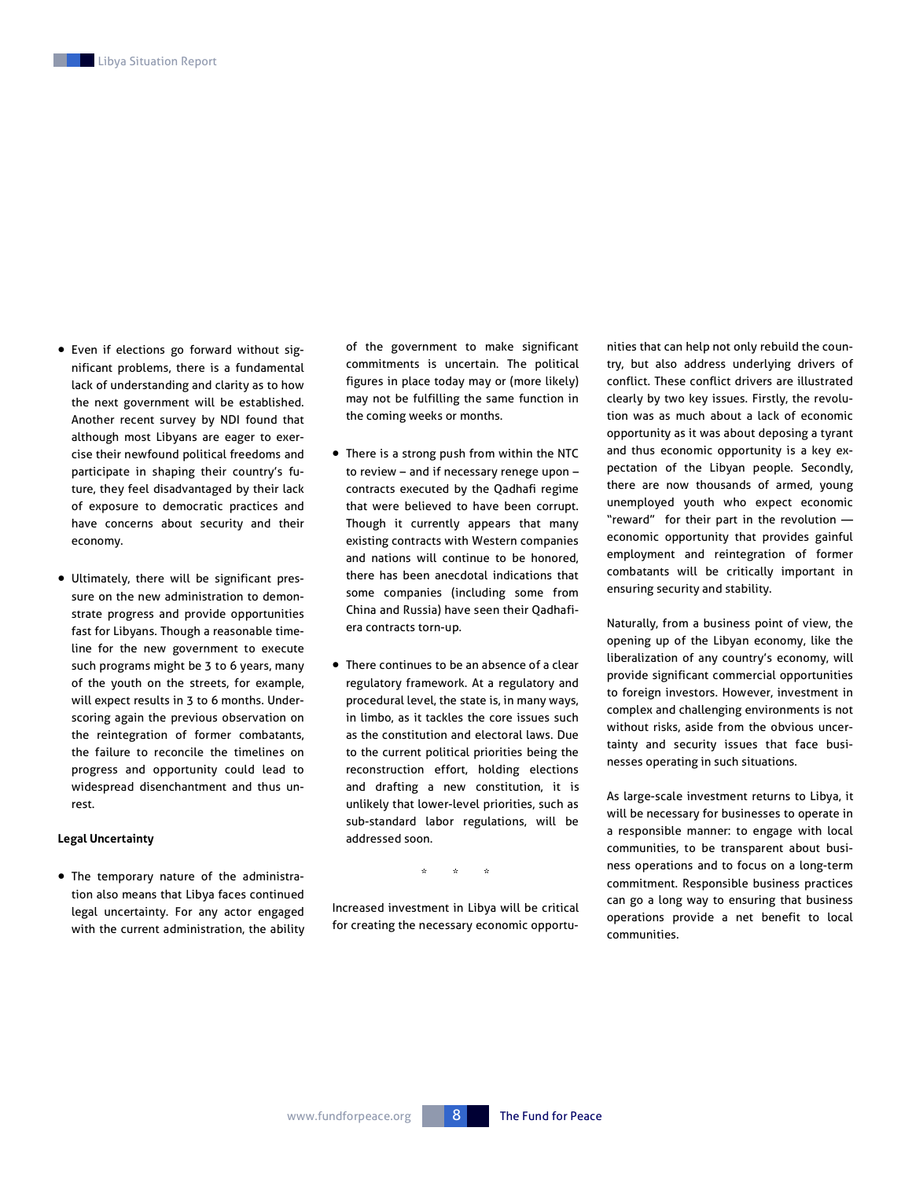- Even if elections go forward without significant problems, there is a fundamental lack of understanding and clarity as to how the next government will be established. Another recent survey by NDI found that although most Libyans are eager to exercise their newfound political freedoms and participate in shaping their country's future, they feel disadvantaged by their lack of exposure to democratic practices and have concerns about security and their economy.

- Ultimately, there will be significant pressure on the new administration to demonstrate progress and provide opportunities fast for Libyans. Though a reasonable timeline for the new government to execute such programs might be 3 to 6 years, many of the youth on the streets, for example, will expect results in 3 to 6 months. Underscoring again the previous observation on the reintegration of former combatants, the failure to reconcile the timelines on progress and opportunity could lead to widespread disenchantment and thus unrest.

**Legal Uncertainty**

- The temporary nature of the administration also means that Libya faces continued legal uncertainty. For any actor engaged with the current administration, the ability of the government to make significant commitments is uncertain. The political figures in place today may or (more likely) may not be fulfilling the same function in the coming weeks or months.

- There is a strong push from within the NTC to review – and if necessary renege upon – contracts executed by the Qadhafi regime that were believed to have been corrupt. Though it currently appears that many existing contracts with Western companies and nations will continue to be honored, there has been anecdotal indications that some companies (including some from China and Russia) have seen their Qadhafi-era contracts torn-up.

- There continues to be an absence of a clear regulatory framework. At a regulatory and procedural level, the state is, in many ways, in limbo, as it tackles the core issues such as the constitution and electoral laws. Due to the current political priorities being the reconstruction effort, holding elections and drafting a new constitution, it is unlikely that lower-level priorities, such as sub-standard labor regulations, will be addressed soon.

\* \* \*

Increased investment in Libya will be critical for creating the necessary economic opportunities that can help not only rebuild the country, but also address underlying drivers of conflict. These conflict drivers are illustrated clearly by two key issues. Firstly, the revolution was as much about a lack of economic opportunity as it was about deposing a tyrant and thus economic opportunity is a key expectation of the Libyan people. Secondly, there are now thousands of armed, young unemployed youth who expect economic "reward" for their part in the revolution — economic opportunity that provides gainful employment and reintegration of former combatants will be critically important in ensuring security and stability.

Naturally, from a business point of view, the opening up of the Libyan economy, like the liberalization of any country's economy, will provide significant commercial opportunities to foreign investors. However, investment in complex and challenging environments is not without risks, aside from the obvious uncertainty and security issues that face businesses operating in such situations.

As large-scale investment returns to Libya, it will be necessary for businesses to operate in a responsible manner: to engage with local communities, to be transparent about business operations and to focus on a long-term commitment. Responsible business practices can go a long way to ensuring that business operations provide a net benefit to local communities.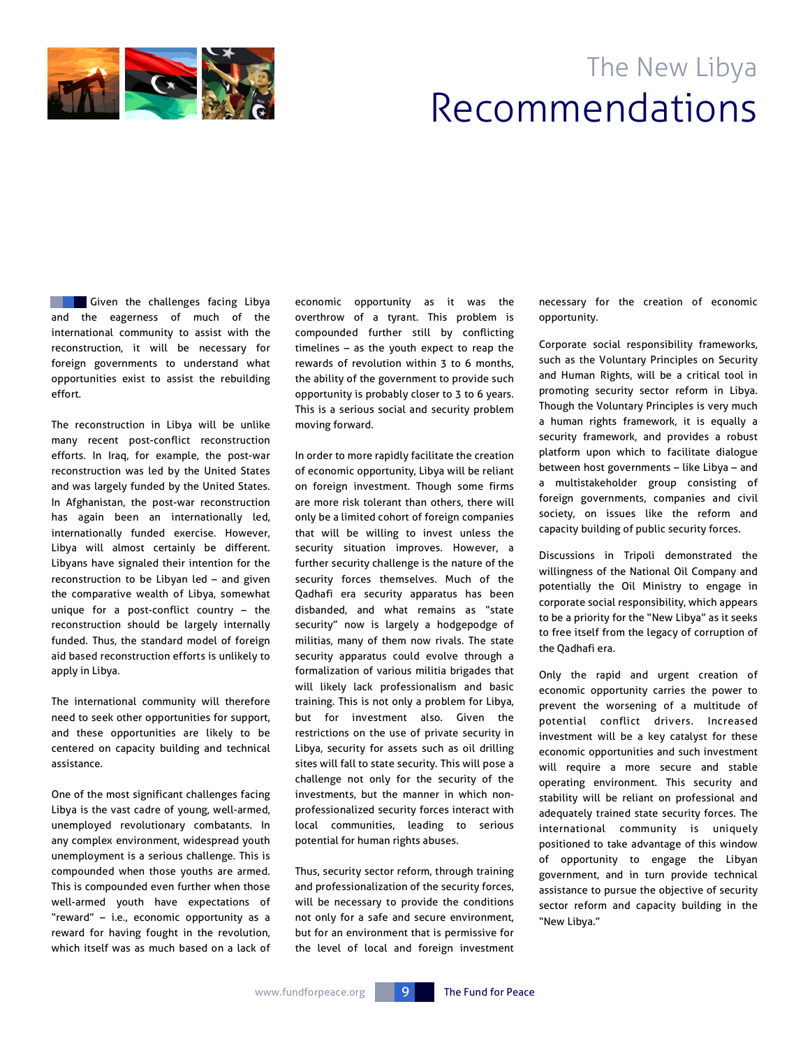# The New Libya
# Recommendations

Given the challenges facing Libya and the eagerness of much of the international community to assist with the reconstruction, it will be necessary for foreign governments to understand what opportunities exist to assist the rebuilding effort.

The reconstruction in Libya will be unlike many recent post-conflict reconstruction efforts. In Iraq, for example, the post-war reconstruction was led by the United States and was largely funded by the United States. In Afghanistan, the post-war reconstruction has again been an internationally led, internationally funded exercise. However, Libya will almost certainly be different. Libyans have signaled their intention for the reconstruction to be Libyan led – and given the comparative wealth of Libya, somewhat unique for a post-conflict country – the reconstruction should be largely internally funded. Thus, the standard model of foreign aid based reconstruction efforts is unlikely to apply in Libya.

The international community will therefore need to seek other opportunities for support, and these opportunities are likely to be centered on capacity building and technical assistance.

One of the most significant challenges facing Libya is the vast cadre of young, well-armed, unemployed revolutionary combatants. In any complex environment, widespread youth unemployment is a serious challenge. This is compounded when those youths are armed. This is compounded even further when those well-armed youth have expectations of "reward" – i.e., economic opportunity as a reward for having fought in the revolution, which itself was as much based on a lack of economic opportunity as it was the overthrow of a tyrant. This problem is compounded further still by conflicting timelines – as the youth expect to reap the rewards of revolution within 3 to 6 months, the ability of the government to provide such opportunity is probably closer to 3 to 6 years. This is a serious social and security problem moving forward.

In order to more rapidly facilitate the creation of economic opportunity, Libya will be reliant on foreign investment. Though some firms are more risk tolerant than others, there will only be a limited cohort of foreign companies that will be willing to invest unless the security situation improves. However, a further security challenge is the nature of the security forces themselves. Much of the Qadhafi era security apparatus has been disbanded, and what remains as "state security" now is largely a hodgepodge of militias, many of them now rivals. The state security apparatus could evolve through a formalization of various militia brigades that will likely lack professionalism and basic training. This is not only a problem for Libya, but for investment also. Given the restrictions on the use of private security in Libya, security for assets such as oil drilling sites will fall to state security. This will pose a challenge not only for the security of the investments, but the manner in which non-professionalized security forces interact with local communities, leading to serious potential for human rights abuses.

Thus, security sector reform, through training and professionalization of the security forces, will be necessary to provide the conditions not only for a safe and secure environment, but for an environment that is permissive for the level of local and foreign investment necessary for the creation of economic opportunity.

Corporate social responsibility frameworks, such as the Voluntary Principles on Security and Human Rights, will be a critical tool in promoting security sector reform in Libya. Though the Voluntary Principles is very much a human rights framework, it is equally a security framework, and provides a robust platform upon which to facilitate dialogue between host governments – like Libya – and a multistakeholder group consisting of foreign governments, companies and civil society, on issues like the reform and capacity building of public security forces.

Discussions in Tripoli demonstrated the willingness of the National Oil Company and potentially the Oil Ministry to engage in corporate social responsibility, which appears to be a priority for the "New Libya" as it seeks to free itself from the legacy of corruption of the Qadhafi era.

Only the rapid and urgent creation of economic opportunity carries the power to prevent the worsening of a multitude of potential conflict drivers. Increased investment will be a key catalyst for these economic opportunities and such investment will require a more secure and stable operating environment. This security and stability will be reliant on professional and adequately trained state security forces. The international community is uniquely positioned to take advantage of this window of opportunity to engage the Libyan government, and in turn provide technical assistance to pursue the objective of security sector reform and capacity building in the "New Libya."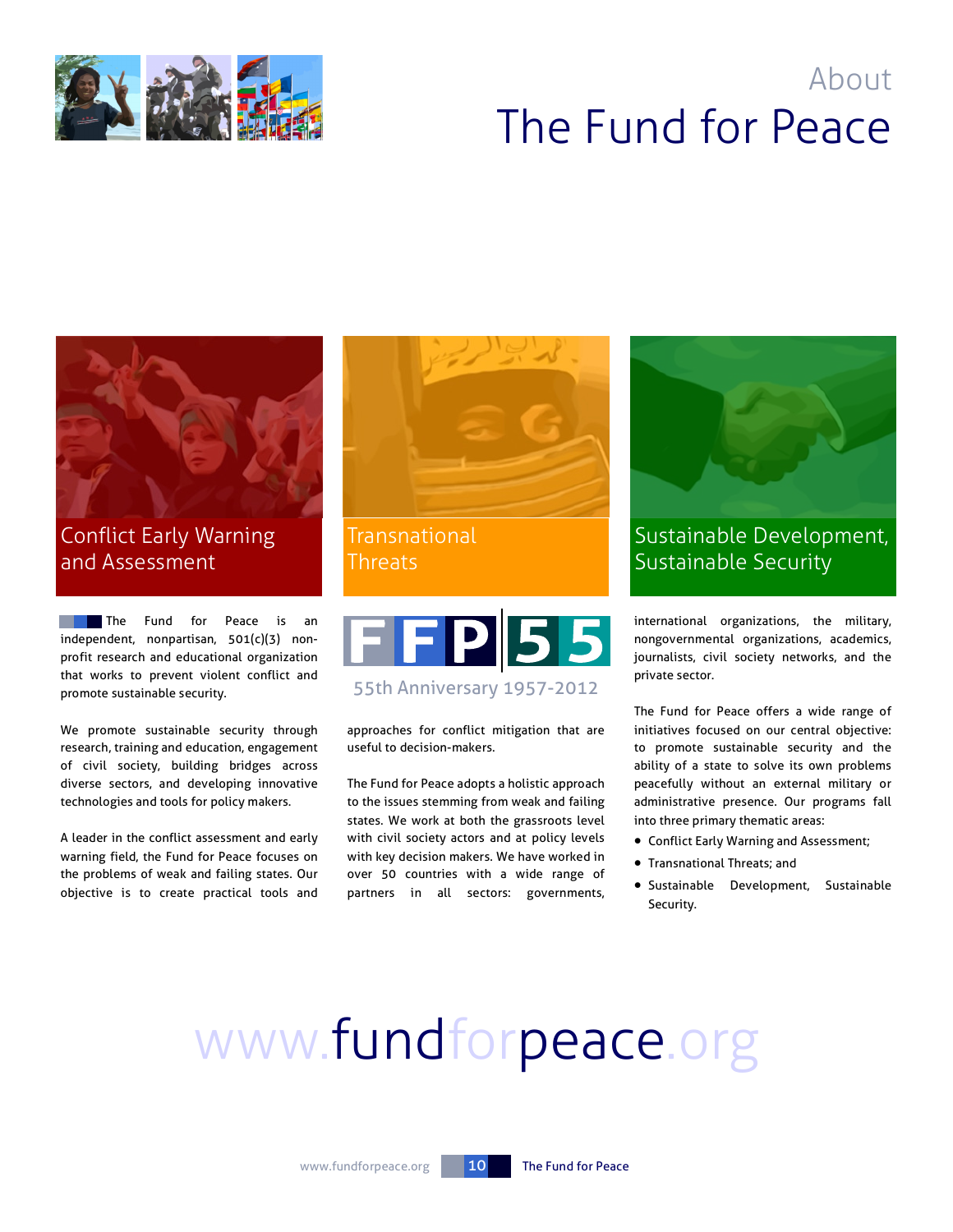# About
# The Fund for Peace

### Conflict Early Warning and Assessment

### Transnational Threats

### Sustainable Development, Sustainable Security

The Fund for Peace is an independent, nonpartisan, 501(c)(3) non-profit research and educational organization that works to prevent violent conflict and promote sustainable security.

We promote sustainable security through research, training and education, engagement of civil society, building bridges across diverse sectors, and developing innovative technologies and tools for policy makers.

A leader in the conflict assessment and early warning field, the Fund for Peace focuses on the problems of weak and failing states. Our objective is to create practical tools and approaches for conflict mitigation that are useful to decision-makers.

FFP 55

55th Anniversary 1957-2012

The Fund for Peace adopts a holistic approach to the issues stemming from weak and failing states. We work at both the grassroots level with civil society actors and at policy levels with key decision makers. We have worked in over 50 countries with a wide range of partners in all sectors: governments, international organizations, the military, nongovernmental organizations, academics, journalists, civil society networks, and the private sector.

The Fund for Peace offers a wide range of initiatives focused on our central objective: to promote sustainable security and the ability of a state to solve its own problems peacefully without an external military or administrative presence. Our programs fall into three primary thematic areas:

- Conflict Early Warning and Assessment;
- Transnational Threats; and
- Sustainable Development, Sustainable Security.

www.fundforpeace.org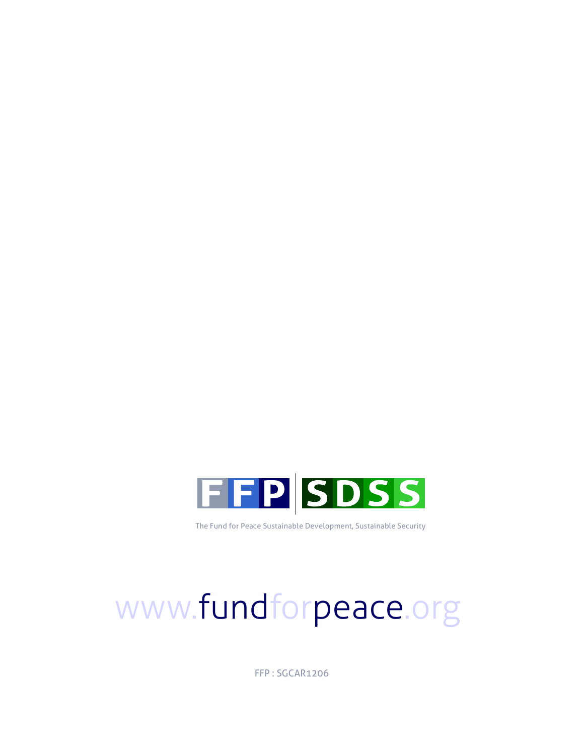FFP | SDSS

The Fund for Peace Sustainable Development, Sustainable Security

www.fundforpeace.org

FFP : SGCAR1206